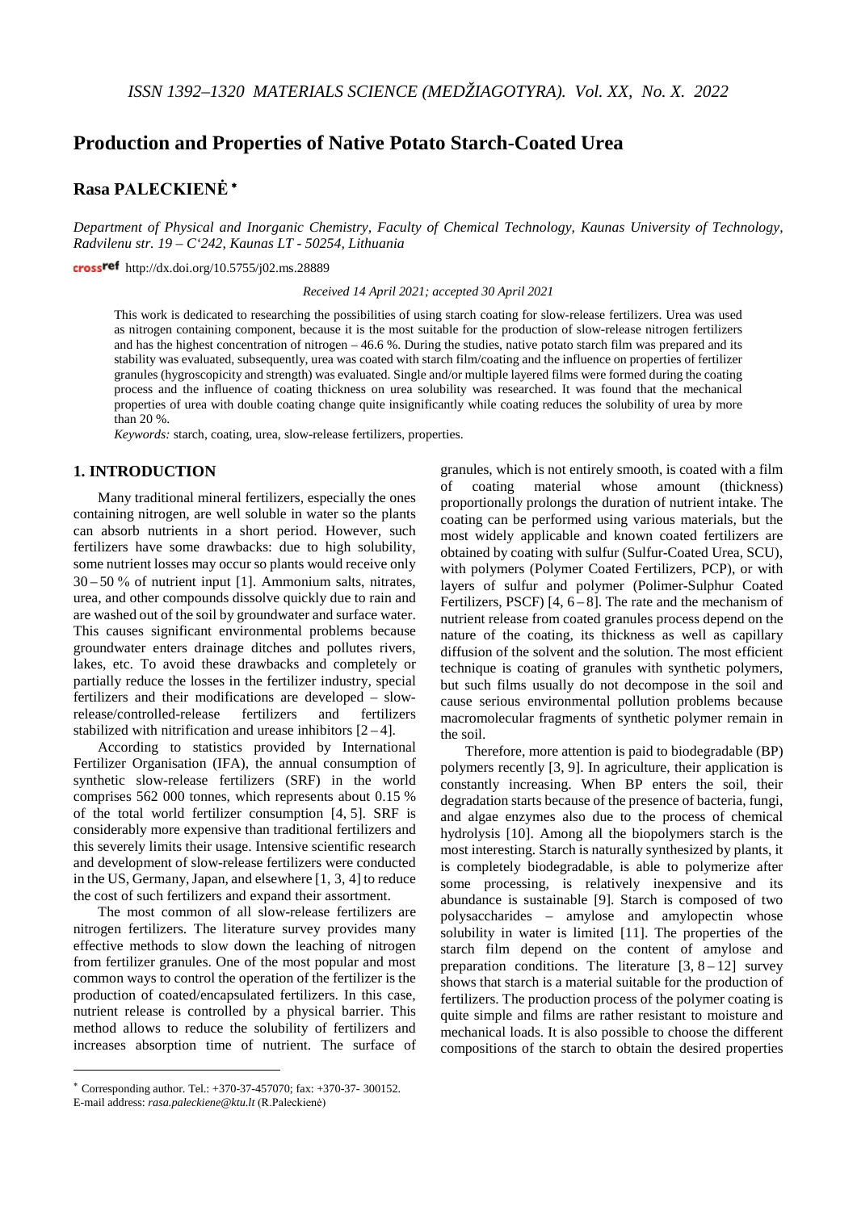# Production and Properties of Native Potato Starch-Coated Urea

## Rasa PALECKIENĖ *

*Department of Physical and Inorganic Chemistry, Faculty of Chemical Technology, Kaunas University of Technology, Radvilenu str. 19 – C'242, Kaunas LT - 50254, Lithuania*

http://dx.doi.org/10.5755/j02.ms.28889

*Received 14 April 2021; accepted 30 April 2021*

This work is dedicated to researching the possibilities of using starch coating for slow-release fertilizers. Urea was used as nitrogen containing component, because it is the most suitable for the production of slow-release nitrogen fertilizers and has the highest concentration of nitrogen – 46.6 %. During the studies, native potato starch film was prepared and its stability was evaluated, subsequently, urea was coated with starch film/coating and the influence on properties of fertilizer granules (hygroscopicity and strength) was evaluated. Single and/or multiple layered films were formed during the coating process and the influence of coating thickness on urea solubility was researched. It was found that the mechanical properties of urea with double coating change quite insignificantly while coating reduces the solubility of urea by more than 20 %.

*Keywords:* starch, coating, urea, slow-release fertilizers, properties.

## 1. INTRODUCTION

Many traditional mineral fertilizers, especially the ones containing nitrogen, are well soluble in water so the plants can absorb nutrients in a short period. However, such fertilizers have some drawbacks: due to high solubility, some nutrient losses may occur so plants would receive only 30 – 50 % of nutrient input [1]. Ammonium salts, nitrates, urea, and other compounds dissolve quickly due to rain and are washed out of the soil by groundwater and surface water. This causes significant environmental problems because groundwater enters drainage ditches and pollutes rivers, lakes, etc. To avoid these drawbacks and completely or partially reduce the losses in the fertilizer industry, special fertilizers and their modifications are developed – slow-release/controlled-release fertilizers and fertilizers stabilized with nitrification and urease inhibitors [2 – 4].

According to statistics provided by International Fertilizer Organisation (IFA), the annual consumption of synthetic slow-release fertilizers (SRF) in the world comprises 562 000 tonnes, which represents about 0.15 % of the total world fertilizer consumption [4, 5]. SRF is considerably more expensive than traditional fertilizers and this severely limits their usage. Intensive scientific research and development of slow-release fertilizers were conducted in the US, Germany, Japan, and elsewhere [1, 3, 4] to reduce the cost of such fertilizers and expand their assortment.

The most common of all slow-release fertilizers are nitrogen fertilizers. The literature survey provides many effective methods to slow down the leaching of nitrogen from fertilizer granules. One of the most popular and most common ways to control the operation of the fertilizer is the production of coated/encapsulated fertilizers. In this case, nutrient release is controlled by a physical barrier. This method allows to reduce the solubility of fertilizers and increases absorption time of nutrient. The surface of granules, which is not entirely smooth, is coated with a film of coating material whose amount (thickness) proportionally prolongs the duration of nutrient intake. The coating can be performed using various materials, but the most widely applicable and known coated fertilizers are obtained by coating with sulfur (Sulfur-Coated Urea, SCU), with polymers (Polymer Coated Fertilizers, PCP), or with layers of sulfur and polymer (Polimer-Sulphur Coated Fertilizers, PSCF) [4, 6 – 8]. The rate and the mechanism of nutrient release from coated granules process depend on the nature of the coating, its thickness as well as capillary diffusion of the solvent and the solution. The most efficient technique is coating of granules with synthetic polymers, but such films usually do not decompose in the soil and cause serious environmental pollution problems because macromolecular fragments of synthetic polymer remain in the soil.

Therefore, more attention is paid to biodegradable (BP) polymers recently [3, 9]. In agriculture, their application is constantly increasing. When BP enters the soil, their degradation starts because of the presence of bacteria, fungi, and algae enzymes also due to the process of chemical hydrolysis [10]. Among all the biopolymers starch is the most interesting. Starch is naturally synthesized by plants, it is completely biodegradable, is able to polymerize after some processing, is relatively inexpensive and its abundance is sustainable [9]. Starch is composed of two polysaccharides – amylose and amylopectin whose solubility in water is limited [11]. The properties of the starch film depend on the content of amylose and preparation conditions. The literature [3, 8 – 12] survey shows that starch is a material suitable for the production of fertilizers. The production process of the polymer coating is quite simple and films are rather resistant to moisture and mechanical loads. It is also possible to choose the different compositions of the starch to obtain the desired properties

---

* Corresponding author. Tel.: +370-37-457070; fax: +370-37- 300152.
E-mail address: *rasa.paleckiene@ktu.lt* (R.Paleckienė)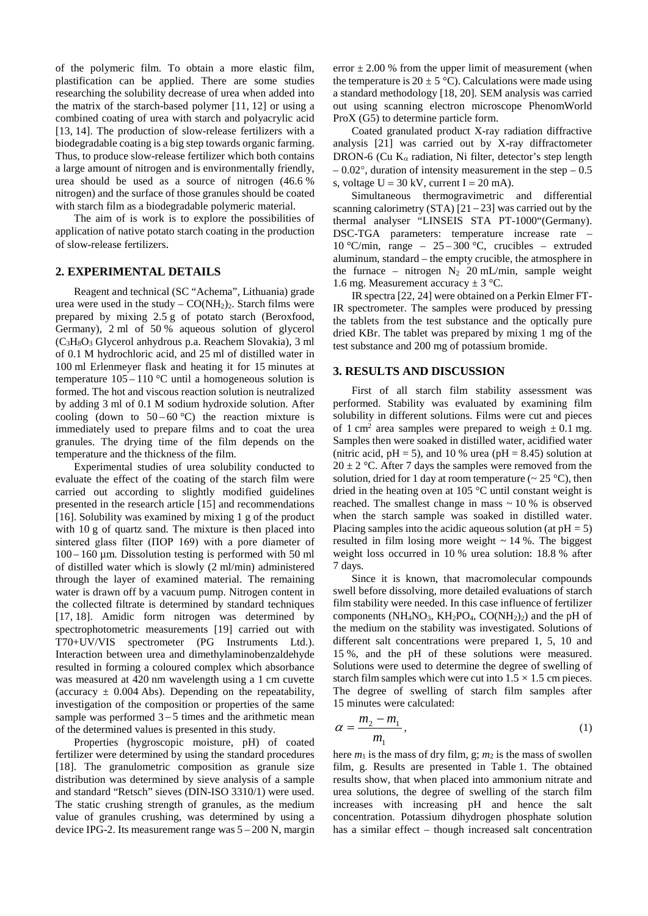of the polymeric film. To obtain a more elastic film, plastification can be applied. There are some studies researching the solubility decrease of urea when added into the matrix of the starch-based polymer [11, 12] or using a combined coating of urea with starch and polyacrylic acid [13, 14]. The production of slow-release fertilizers with a biodegradable coating is a big step towards organic farming. Thus, to produce slow-release fertilizer which both contains a large amount of nitrogen and is environmentally friendly, urea should be used as a source of nitrogen (46.6 % nitrogen) and the surface of those granules should be coated with starch film as a biodegradable polymeric material.

The aim of is work is to explore the possibilities of application of native potato starch coating in the production of slow-release fertilizers.

## 2. EXPERIMENTAL DETAILS

Reagent and technical (SC "Achema", Lithuania) grade urea were used in the study – $CO(NH_2)_2$. Starch films were prepared by mixing 2.5 g of potato starch (Beroxfood, Germany), 2 ml of 50 % aqueous solution of glycerol ($C_3H_8O_3$ Glycerol anhydrous p.a. Reachem Slovakia), 3 ml of 0.1 M hydrochloric acid, and 25 ml of distilled water in 100 ml Erlenmeyer flask and heating it for 15 minutes at temperature 105 – 110 °C until a homogeneous solution is formed. The hot and viscous reaction solution is neutralized by adding 3 ml of 0.1 M sodium hydroxide solution. After cooling (down to 50 – 60 °C) the reaction mixture is immediately used to prepare films and to coat the urea granules. The drying time of the film depends on the temperature and the thickness of the film.

Experimental studies of urea solubility conducted to evaluate the effect of the coating of the starch film were carried out according to slightly modified guidelines presented in the research article [15] and recommendations [16]. Solubility was examined by mixing 1 g of the product with 10 g of quartz sand. The mixture is then placed into sintered glass filter (ПОР 169) with a pore diameter of 100 – 160 µm. Dissolution testing is performed with 50 ml of distilled water which is slowly (2 ml/min) administered through the layer of examined material. The remaining water is drawn off by a vacuum pump. Nitrogen content in the collected filtrate is determined by standard techniques [17, 18]. Amidic form nitrogen was determined by spectrophotometric measurements [19] carried out with T70+UV/VIS spectrometer (PG Instruments Ltd.). Interaction between urea and dimethylaminobenzaldehyde resulted in forming a coloured complex which absorbance was measured at 420 nm wavelength using a 1 cm cuvette (accuracy ± 0.004 Abs). Depending on the repeatability, investigation of the composition or properties of the same sample was performed 3 – 5 times and the arithmetic mean of the determined values is presented in this study.

Properties (hygroscopic moisture, pH) of coated fertilizer were determined by using the standard procedures [18]. The granulometric composition as granule size distribution was determined by sieve analysis of a sample and standard "Retsch" sieves (DIN-ISO 3310/1) were used. The static crushing strength of granules, as the medium value of granules crushing, was determined by using a device IPG-2. Its measurement range was 5 – 200 N, margin error ± 2.00 % from the upper limit of measurement (when the temperature is 20 ± 5 °C). Calculations were made using a standard methodology [18, 20]. SEM analysis was carried out using scanning electron microscope PhenomWorld ProX (G5) to determine particle form.

Coated granulated product X-ray radiation diffractive analysis [21] was carried out by X-ray diffractometer DRON-6 (Cu $K_\alpha$ radiation, Ni filter, detector's step length – 0.02°, duration of intensity measurement in the step – 0.5 s, voltage U = 30 kV, current I = 20 mA).

Simultaneous thermogravimetric and differential scanning calorimetry (STA) [21 – 23] was carried out by the thermal analyser "LINSEIS STA PT-1000"(Germany). DSC-TGA parameters: temperature increase rate – 10 °C/min, range – 25 – 300 °C, crucibles – extruded aluminum, standard – the empty crucible, the atmosphere in the furnace – nitrogen $N_2$ 20 mL/min, sample weight 1.6 mg. Measurement accuracy ± 3 °C.

IR spectra [22, 24] were obtained on a Perkin Elmer FT-IR spectrometer. The samples were produced by pressing the tablets from the test substance and the optically pure dried KBr. The tablet was prepared by mixing 1 mg of the test substance and 200 mg of potassium bromide.

## 3. RESULTS AND DISCUSSION

First of all starch film stability assessment was performed. Stability was evaluated by examining film solubility in different solutions. Films were cut and pieces of 1 cm$^2$ area samples were prepared to weigh ± 0.1 mg. Samples then were soaked in distilled water, acidified water (nitric acid, pH = 5), and 10 % urea (pH = 8.45) solution at 20 ± 2 °C. After 7 days the samples were removed from the solution, dried for 1 day at room temperature (~ 25 °C), then dried in the heating oven at 105 °C until constant weight is reached. The smallest change in mass ~ 10 % is observed when the starch sample was soaked in distilled water. Placing samples into the acidic aqueous solution (at pH = 5) resulted in film losing more weight ~ 14 %. The biggest weight loss occurred in 10 % urea solution: 18.8 % after 7 days.

Since it is known, that macromolecular compounds swell before dissolving, more detailed evaluations of starch film stability were needed. In this case influence of fertilizer components ($NH_4NO_3$, $KH_2PO_4$, $CO(NH_2)_2$) and the pH of the medium on the stability was investigated. Solutions of different salt concentrations were prepared 1, 5, 10 and 15 %, and the pH of these solutions were measured. Solutions were used to determine the degree of swelling of starch film samples which were cut into 1.5 × 1.5 cm pieces. The degree of swelling of starch film samples after 15 minutes were calculated:

$$\alpha = \frac{m_2 - m_1}{m_1}, \tag{1}$$

here $m_1$ is the mass of dry film, g; $m_2$ is the mass of swollen film, g. Results are presented in Table 1. The obtained results show, that when placed into ammonium nitrate and urea solutions, the degree of swelling of the starch film increases with increasing pH and hence the salt concentration. Potassium dihydrogen phosphate solution has a similar effect – though increased salt concentration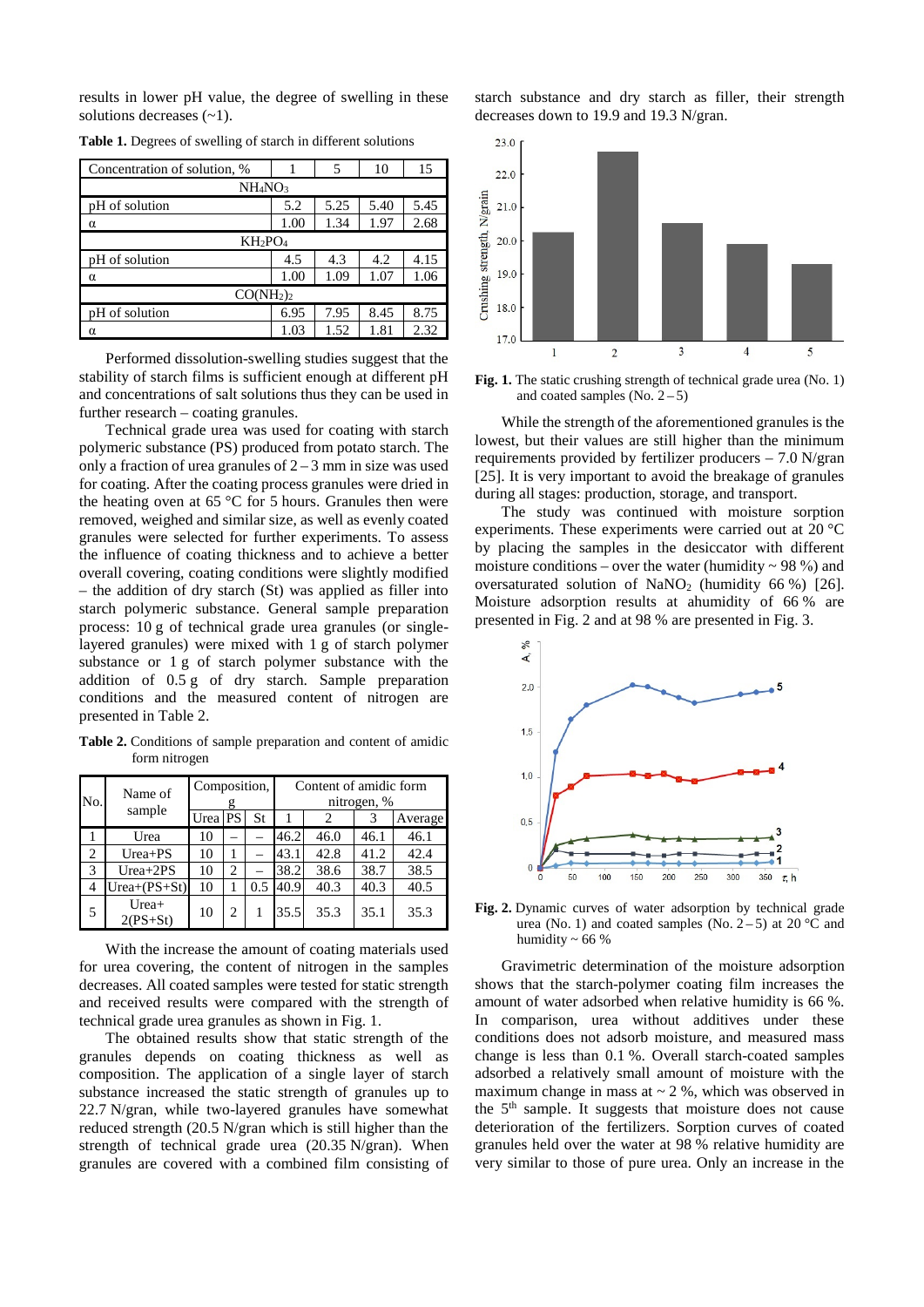results in lower pH value, the degree of swelling in these solutions decreases (~1).

**Table 1.** Degrees of swelling of starch in different solutions

| Concentration of solution, % | 1 | 5 | 10 | 15 |
|---|---|---|---|---|
| $NH_4NO_3$ | | | | |
| pH of solution | 5.2 | 5.25 | 5.40 | 5.45 |
| α | 1.00 | 1.34 | 1.97 | 2.68 |
| $KH_2PO_4$ | | | | |
| pH of solution | 4.5 | 4.3 | 4.2 | 4.15 |
| α | 1.00 | 1.09 | 1.07 | 1.06 |
| $CO(NH_2)_2$ | | | | |
| pH of solution | 6.95 | 7.95 | 8.45 | 8.75 |
| α | 1.03 | 1.52 | 1.81 | 2.32 |

Performed dissolution-swelling studies suggest that the stability of starch films is sufficient enough at different pH and concentrations of salt solutions thus they can be used in further research – coating granules.

Technical grade urea was used for coating with starch polymeric substance (PS) produced from potato starch. The only a fraction of urea granules of 2 – 3 mm in size was used for coating. After the coating process granules were dried in the heating oven at 65 °C for 5 hours. Granules then were removed, weighed and similar size, as well as evenly coated granules were selected for further experiments. To assess the influence of coating thickness and to achieve a better overall covering, coating conditions were slightly modified – the addition of dry starch (St) was applied as filler into starch polymeric substance. General sample preparation process: 10 g of technical grade urea granules (or single-layered granules) were mixed with 1 g of starch polymer substance or 1 g of starch polymer substance with the addition of 0.5 g of dry starch. Sample preparation conditions and the measured content of nitrogen are presented in Table 2.

**Table 2.** Conditions of sample preparation and content of amidic form nitrogen

| No. | Name of sample | Composition, g | | | Content of amidic form nitrogen, % | | | |
|---|---|---|---|---|---|---|---|---|
| | | Urea | PS | St | 1 | 2 | 3 | Average |
| 1 | Urea | 10 | – | – | 46.2 | 46.0 | 46.1 | 46.1 |
| 2 | Urea+PS | 10 | 1 | – | 43.1 | 42.8 | 41.2 | 42.4 |
| 3 | Urea+2PS | 10 | 2 | – | 38.2 | 38.6 | 38.7 | 38.5 |
| 4 | Urea+(PS+St) | 10 | 1 | 0.5 | 40.9 | 40.3 | 40.3 | 40.5 |
| 5 | Urea+ 2(PS+St) | 10 | 2 | 1 | 35.5 | 35.3 | 35.1 | 35.3 |

With the increase the amount of coating materials used for urea covering, the content of nitrogen in the samples decreases. All coated samples were tested for static strength and received results were compared with the strength of technical grade urea granules as shown in Fig. 1.

The obtained results show that static strength of the granules depends on coating thickness as well as composition. The application of a single layer of starch substance increased the static strength of granules up to 22.7 N/gran, while two-layered granules have somewhat reduced strength (20.5 N/gran which is still higher than the strength of technical grade urea (20.35 N/gran). When granules are covered with a combined film consisting of starch substance and dry starch as filler, their strength decreases down to 19.9 and 19.3 N/gran.

Crushing strength, N/grain
23.0
22.0
21.0
20.0
19.0
18.0
17.0
1 2 3 4 5

**Fig. 1.** The static crushing strength of technical grade urea (No. 1) and coated samples (No. 2 – 5)

While the strength of the aforementioned granules is the lowest, but their values are still higher than the minimum requirements provided by fertilizer producers – 7.0 N/gran [25]. It is very important to avoid the breakage of granules during all stages: production, storage, and transport.

The study was continued with moisture sorption experiments. These experiments were carried out at 20 °C by placing the samples in the desiccator with different moisture conditions – over the water (humidity ~ 98 %) and oversaturated solution of $NaNO_2$ (humidity 66 %) [26]. Moisture adsorption results at ahumidity of 66 % are presented in Fig. 2 and at 98 % are presented in Fig. 3.

A, %
2.0
1.5
1.0
0.5
0
0 50 100 150 200 250 300 350 τ, h
5
4
3
2
1

**Fig. 2.** Dynamic curves of water adsorption by technical grade urea (No. 1) and coated samples (No. 2 – 5) at 20 °C and humidity ~ 66 %

Gravimetric determination of the moisture adsorption shows that the starch-polymer coating film increases the amount of water adsorbed when relative humidity is 66 %. In comparison, urea without additives under these conditions does not adsorb moisture, and measured mass change is less than 0.1 %. Overall starch-coated samples adsorbed a relatively small amount of moisture with the maximum change in mass at ~ 2 %, which was observed in the 5th sample. It suggests that moisture does not cause deterioration of the fertilizers. Sorption curves of coated granules held over the water at 98 % relative humidity are very similar to those of pure urea. Only an increase in the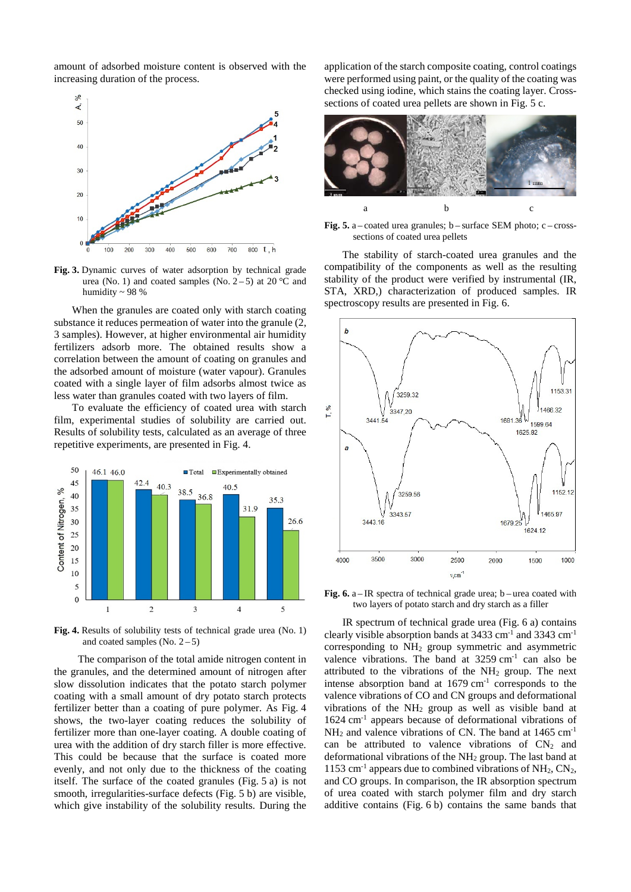amount of adsorbed moisture content is observed with the increasing duration of the process.

A, %

50
40
30
20
10
0

0 100 200 300 400 500 600 700 800 t, h

5
4
1
2
3

**Fig. 3.** Dynamic curves of water adsorption by technical grade urea (No. 1) and coated samples (No. 2 – 5) at 20 °C and humidity ~ 98 %

When the granules are coated only with starch coating substance it reduces permeation of water into the granule (2, 3 samples). However, at higher environmental air humidity fertilizers adsorb more. The obtained results show a correlation between the amount of coating on granules and the adsorbed amount of moisture (water vapour). Granules coated with a single layer of film adsorbs almost twice as less water than granules coated with two layers of film.

To evaluate the efficiency of coated urea with starch film, experimental studies of solubility are carried out. Results of solubility tests, calculated as an average of three repetitive experiments, are presented in Fig. 4.

Content of Nitrogen, %

Total
Experimentally obtained

50
45
40
35
30
25
20
15
10
5
0

46.1 46.0
42.4 40.3
38.5 36.8
40.5 31.9
35.3 26.6

1 2 3 4 5

**Fig. 4.** Results of solubility tests of technical grade urea (No. 1) and coated samples (No. 2 – 5)

The comparison of the total amide nitrogen content in the granules, and the determined amount of nitrogen after slow dissolution indicates that the potato starch polymer coating with a small amount of dry potato starch protects fertilizer better than a coating of pure polymer. As Fig. 4 shows, the two-layer coating reduces the solubility of fertilizer more than one-layer coating. A double coating of urea with the addition of dry starch filler is more effective. This could be because that the surface is coated more evenly, and not only due to the thickness of the coating itself. The surface of the coated granules (Fig. 5 a) is not smooth, irregularities-surface defects (Fig. 5 b) are visible, which give instability of the solubility results. During the application of the starch composite coating, control coatings were performed using paint, or the quality of the coating was checked using iodine, which stains the coating layer. Cross-sections of coated urea pellets are shown in Fig. 5 c.

3 mm
1 mm

a b c

**Fig. 5.** a – coated urea granules; b – surface SEM photo; c – cross-sections of coated urea pellets

The stability of starch-coated urea granules and the compatibility of the components as well as the resulting stability of the product were verified by instrumental (IR, STA, XRD,) characterization of produced samples. IR spectroscopy results are presented in Fig. 6.

T, %

b
3259.32
3347.20
3441.54
1153.31
1466.32
1681.36
1599.64
1625.92

a
3259.56
3343.57
3443.16
1152.12
1465.97
1679.25
1624.12

4000 3500 3000 2500 2000 1500 1000

ν, cm⁻¹

**Fig. 6.** a – IR spectra of technical grade urea; b – urea coated with two layers of potato starch and dry starch as a filler

IR spectrum of technical grade urea (Fig. 6 a) contains clearly visible absorption bands at 3433 cm$^{-1}$ and 3343 cm$^{-1}$ corresponding to $NH_2$ group symmetric and asymmetric valence vibrations. The band at 3259 cm$^{-1}$ can also be attributed to the vibrations of the $NH_2$ group. The next intense absorption band at 1679 cm$^{-1}$ corresponds to the valence vibrations of CO and CN groups and deformational vibrations of the $NH_2$ group as well as visible band at 1624 cm$^{-1}$ appears because of deformational vibrations of $NH_2$ and valence vibrations of CN. The band at 1465 cm$^{-1}$ can be attributed to valence vibrations of $CN_2$ and deformational vibrations of the $NH_2$ group. The last band at 1153 cm$^{-1}$ appears due to combined vibrations of $NH_2$, $CN_2$, and CO groups. In comparison, the IR absorption spectrum of urea coated with starch polymer film and dry starch additive contains (Fig. 6 b) contains the same bands that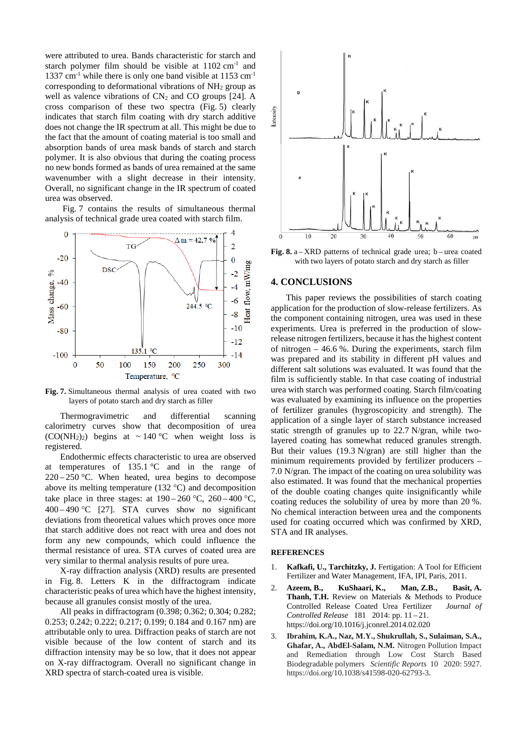were attributed to urea. Bands characteristic for starch and starch polymer film should be visible at 1102 cm$^{-1}$ and 1337 cm$^{-1}$ while there is only one band visible at 1153 cm$^{-1}$ corresponding to deformational vibrations of $NH_2$ group as well as valence vibrations of $CN_2$ and CO groups [24]. A cross comparison of these two spectra (Fig. 5) clearly indicates that starch film coating with dry starch additive does not change the IR spectrum at all. This might be due to the fact that the amount of coating material is too small and absorption bands of urea mask bands of starch and starch polymer. It is also obvious that during the coating process no new bonds formed as bands of urea remained at the same wavenumber with a slight decrease in their intensity. Overall, no significant change in the IR spectrum of coated urea was observed.

Fig. 7 contains the results of simultaneous thermal analysis of technical grade urea coated with starch film.

TG
DSC
Δ m = 42,7 %
244.5 °C
135.1 °C
Mass change, %
Heat flow, mW/mg
Temperature, °C

**Fig. 7.** Simultaneous thermal analysis of urea coated with two layers of potato starch and dry starch as filler

Thermogravimetric and differential scanning calorimetry curves show that decomposition of urea ($CO(NH_2)_2$) begins at ~ 140 °C when weight loss is registered.

Endothermic effects characteristic to urea are observed at temperatures of 135.1 °C and in the range of 220 – 250 °C. When heated, urea begins to decompose above its melting temperature (132 °C) and decomposition take place in three stages: at 190 – 260 °C, 260 – 400 °C, 400 – 490 °C [27]. STA curves show no significant deviations from theoretical values which proves once more that starch additive does not react with urea and does not form any new compounds, which could influence the thermal resistance of urea. STA curves of coated urea are very similar to thermal analysis results of pure urea.

X-ray diffraction analysis (XRD) results are presented in Fig. 8. Letters K in the diffractogram indicate characteristic peaks of urea which have the highest intensity, because all granules consist mostly of the urea.

All peaks in diffractogram (0.398; 0.362; 0.304; 0.282; 0.253; 0.242; 0.222; 0.217; 0.199; 0.184 and 0.167 nm) are attributable only to urea. Diffraction peaks of starch are not visible because of the low content of starch and its diffraction intensity may be so low, that it does not appear on X-ray diffractogram. Overall no significant change in XRD spectra of starch-coated urea is visible.

Intensity
b
a
2θ

**Fig. 8.** a – XRD patterns of technical grade urea; b – urea coated with two layers of potato starch and dry starch as filler

## 4. CONCLUSIONS

This paper reviews the possibilities of starch coating application for the production of slow-release fertilizers. As the component containing nitrogen, urea was used in these experiments. Urea is preferred in the production of slow-release nitrogen fertilizers, because it has the highest content of nitrogen – 46.6 %. During the experiments, starch film was prepared and its stability in different pH values and different salt solutions was evaluated. It was found that the film is sufficiently stable. In that case coating of industrial urea with starch was performed coating. Starch film/coating was evaluated by examining its influence on the properties of fertilizer granules (hygroscopicity and strength). The application of a single layer of starch substance increased static strength of granules up to 22.7 N/gran, while two-layered coating has somewhat reduced granules strength. But their values (19.3 N/gran) are still higher than the minimum requirements provided by fertilizer producers – 7.0 N/gran. The impact of the coating on urea solubility was also estimated. It was found that the mechanical properties of the double coating changes quite insignificantly while coating reduces the solubility of urea by more than 20 %. No chemical interaction between urea and the components used for coating occurred which was confirmed by XRD, STA and IR analyses.

## REFERENCES

1. **Kafkafi, U., Tarchitzky, J.** Fertigation: A Tool for Efficient Fertilizer and Water Management, IFA, IPI, Paris, 2011.
2. **Azeem, B., KuShaari, K., Man, Z.B., Basit, A. Thanh, T.H.** Review on Materials & Methods to Produce Controlled Release Coated Urea Fertilizer *Journal of Controlled Release* 181 2014: pp. 11 – 21. https://doi.org/10.1016/j.jconrel.2014.02.020
3. **Ibrahim, K.A., Naz, M.Y., Shukrullah, S., Sulaiman, S.A., Ghafar, A., AbdEl-Salam, N.M.** Nitrogen Pollution Impact and Remediation through Low Cost Starch Based Biodegradable polymers *Scientific Reports* 10 2020: 5927. https://doi.org/10.1038/s41598-020-62793-3.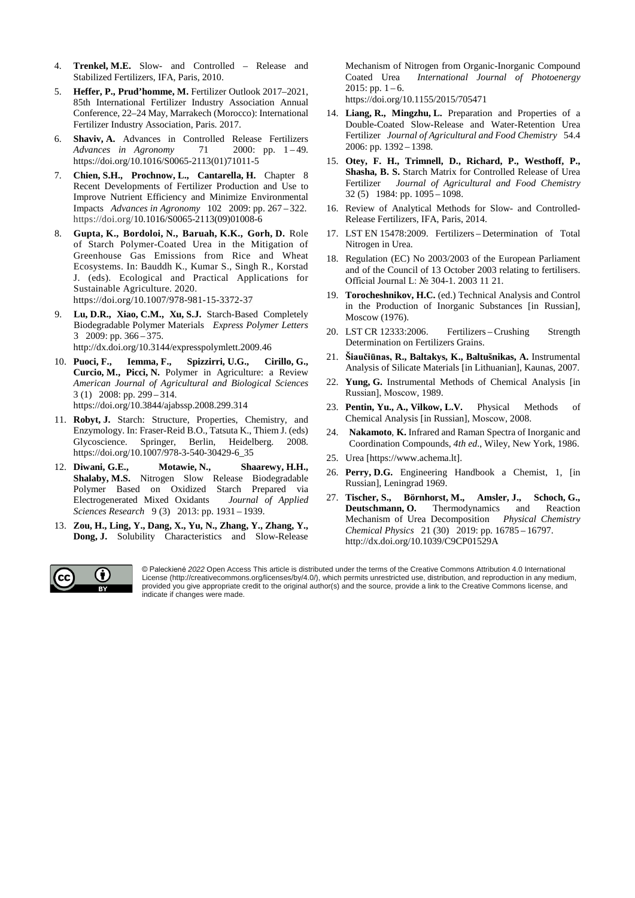4. **Trenkel, M.E.** Slow- and Controlled – Release and Stabilized Fertilizers, IFA, Paris, 2010.
5. **Heffer, P., Prud'homme, M.** Fertilizer Outlook 2017–2021, 85th International Fertilizer Industry Association Annual Conference, 22–24 May, Marrakech (Morocco): International Fertilizer Industry Association, Paris. 2017.
6. **Shaviv, A.** Advances in Controlled Release Fertilizers *Advances in Agronomy* 71 2000: pp. 1 – 49. https://doi.org/10.1016/S0065-2113(01)71011-5
7. **Chien, S.H., Prochnow, L., Cantarella, H.** Chapter 8 Recent Developments of Fertilizer Production and Use to Improve Nutrient Efficiency and Minimize Environmental Impacts *Advances in Agronomy* 102 2009: pp. 267 – 322. https://doi.org/10.1016/S0065-2113(09)01008-6
8. **Gupta, K., Bordoloi, N., Baruah, K.K., Gorh, D.** Role of Starch Polymer-Coated Urea in the Mitigation of Greenhouse Gas Emissions from Rice and Wheat Ecosystems. In: Bauddh K., Kumar S., Singh R., Korstad J. (eds). Ecological and Practical Applications for Sustainable Agriculture. 2020. https://doi.org/10.1007/978-981-15-3372-37
9. **Lu, D.R., Xiao, C.M., Xu, S.J.** Starch-Based Completely Biodegradable Polymer Materials *Express Polymer Letters* 3 2009: pp. 366 – 375. http://dx.doi.org/10.3144/expresspolymlett.2009.46
10. **Puoci, F., Iemma, F., Spizzirri, U.G., Cirillo, G., Curcio, M., Picci, N.** Polymer in Agriculture: a Review *American Journal of Agricultural and Biological Sciences* 3 (1) 2008: pp. 299 – 314. https://doi.org/10.3844/ajabssp.2008.299.314
11. **Robyt, J.** Starch: Structure, Properties, Chemistry, and Enzymology. In: Fraser-Reid B.O., Tatsuta K., Thiem J. (eds) Glycoscience. Springer, Berlin, Heidelberg. 2008. https://doi.org/10.1007/978-3-540-30429-6_35
12. **Diwani, G.E., Motawie, N., Shaarewy, H.H., Shalaby, M.S.** Nitrogen Slow Release Biodegradable Polymer Based on Oxidized Starch Prepared via Electrogenerated Mixed Oxidants *Journal of Applied Sciences Research* 9 (3) 2013: pp. 1931 – 1939.
13. **Zou, H., Ling, Y., Dang, X., Yu, N., Zhang, Y., Zhang, Y., Dong, J.** Solubility Characteristics and Slow-Release Mechanism of Nitrogen from Organic-Inorganic Compound Coated Urea *International Journal of Photoenergy* 2015: pp. 1 – 6. https://doi.org/10.1155/2015/705471
14. **Liang, R., Mingzhu, L.** Preparation and Properties of a Double-Coated Slow-Release and Water-Retention Urea Fertilizer *Journal of Agricultural and Food Chemistry* 54.4 2006: pp. 1392 – 1398.
15. **Otey, F. H., Trimnell, D., Richard, P., Westhoff, P., Shasha, B. S.** Starch Matrix for Controlled Release of Urea Fertilizer *Journal of Agricultural and Food Chemistry* 32 (5) 1984: pp. 1095 – 1098.
16. Review of Analytical Methods for Slow- and Controlled-Release Fertilizers, IFA, Paris, 2014.
17. LST EN 15478:2009. Fertilizers – Determination of Total Nitrogen in Urea.
18. Regulation (EC) No 2003/2003 of the European Parliament and of the Council of 13 October 2003 relating to fertilisers. Official Journal L: № 304-1. 2003 11 21.
19. **Torocheshnikov, H.C.** (ed.) Technical Analysis and Control in the Production of Inorganic Substances [in Russian], Moscow (1976).
20. LST CR 12333:2006. Fertilizers – Crushing Strength Determination on Fertilizers Grains.
21. **Šiaučiūnas, R., Baltakys, K., Baltušnikas, A.** Instrumental Analysis of Silicate Materials [in Lithuanian], Kaunas, 2007.
22. **Yung, G.** Instrumental Methods of Chemical Analysis [in Russian], Moscow, 1989.
23. **Pentin, Yu., A., Vilkow, L.V.** Physical Methods of Chemical Analysis [in Russian], Moscow, 2008.
24. **Nakamoto**, **K.** Infrared and Raman Spectra of Inorganic and Coordination Compounds, *4th ed*., Wiley, New York, 1986.
25. Urea [https://www.achema.lt].
26. **Perry, D.G.** Engineering Handbook a Chemist, 1, [in Russian], Leningrad 1969.
27. **Tischer, S., Börnhorst, M., Amsler, J., Schoch, G., Deutschmann, O.** Thermodynamics and Reaction Mechanism of Urea Decomposition *Physical Chemistry Chemical Physics* 21 (30) 2019: pp. 16785 – 16797. http://dx.doi.org/10.1039/C9CP01529A

© Paleckienė *2022* Open Access This article is distributed under the terms of the Creative Commons Attribution 4.0 International License (http://creativecommons.org/licenses/by/4.0/), which permits unrestricted use, distribution, and reproduction in any medium, provided you give appropriate credit to the original author(s) and the source, provide a link to the Creative Commons license, and indicate if changes were made.